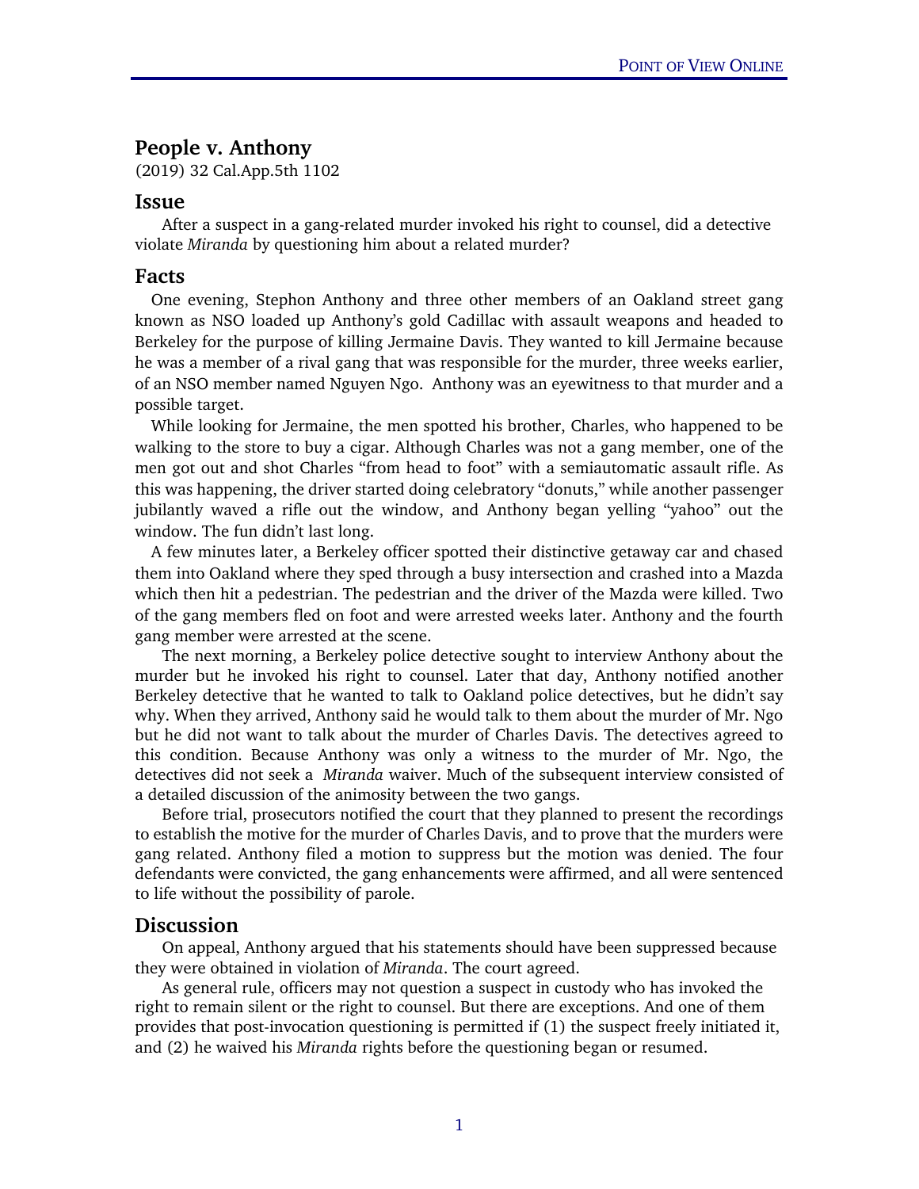## People v. Anthony

(2019) 32 Cal.App.5th 1102

### Issue

After a suspect in a gang-related murder invoked his right to counsel, did a detective violate *Miranda* by questioning him about a related murder?

### Facts

One evening, Stephon Anthony and three other members of an Oakland street gang known as NSO loaded up Anthony's gold Cadillac with assault weapons and headed to Berkeley for the purpose of killing Jermaine Davis. They wanted to kill Jermaine because he was a member of a rival gang that was responsible for the murder, three weeks earlier, of an NSO member named Nguyen Ngo. Anthony was an eyewitness to that murder and a possible target.

While looking for Jermaine, the men spotted his brother, Charles, who happened to be walking to the store to buy a cigar. Although Charles was not a gang member, one of the men got out and shot Charles "from head to foot" with a semiautomatic assault rifle. As this was happening, the driver started doing celebratory "donuts," while another passenger jubilantly waved a rifle out the window, and Anthony began yelling "yahoo" out the window. The fun didn't last long.

A few minutes later, a Berkeley officer spotted their distinctive getaway car and chased them into Oakland where they sped through a busy intersection and crashed into a Mazda which then hit a pedestrian. The pedestrian and the driver of the Mazda were killed. Two of the gang members fled on foot and were arrested weeks later. Anthony and the fourth gang member were arrested at the scene.

The next morning, a Berkeley police detective sought to interview Anthony about the murder but he invoked his right to counsel. Later that day, Anthony notified another Berkeley detective that he wanted to talk to Oakland police detectives, but he didn't say why. When they arrived, Anthony said he would talk to them about the murder of Mr. Ngo but he did not want to talk about the murder of Charles Davis. The detectives agreed to this condition. Because Anthony was only a witness to the murder of Mr. Ngo, the detectives did not seek a *Miranda* waiver. Much of the subsequent interview consisted of a detailed discussion of the animosity between the two gangs.

Before trial, prosecutors notified the court that they planned to present the recordings to establish the motive for the murder of Charles Davis, and to prove that the murders were gang related. Anthony filed a motion to suppress but the motion was denied. The four defendants were convicted, the gang enhancements were affirmed, and all were sentenced to life without the possibility of parole.

### Discussion

On appeal, Anthony argued that his statements should have been suppressed because they were obtained in violation of *Miranda*. The court agreed.

As general rule, officers may not question a suspect in custody who has invoked the right to remain silent or the right to counsel. But there are exceptions. And one of them provides that post-invocation questioning is permitted if (1) the suspect freely initiated it, and (2) he waived his *Miranda* rights before the questioning began or resumed.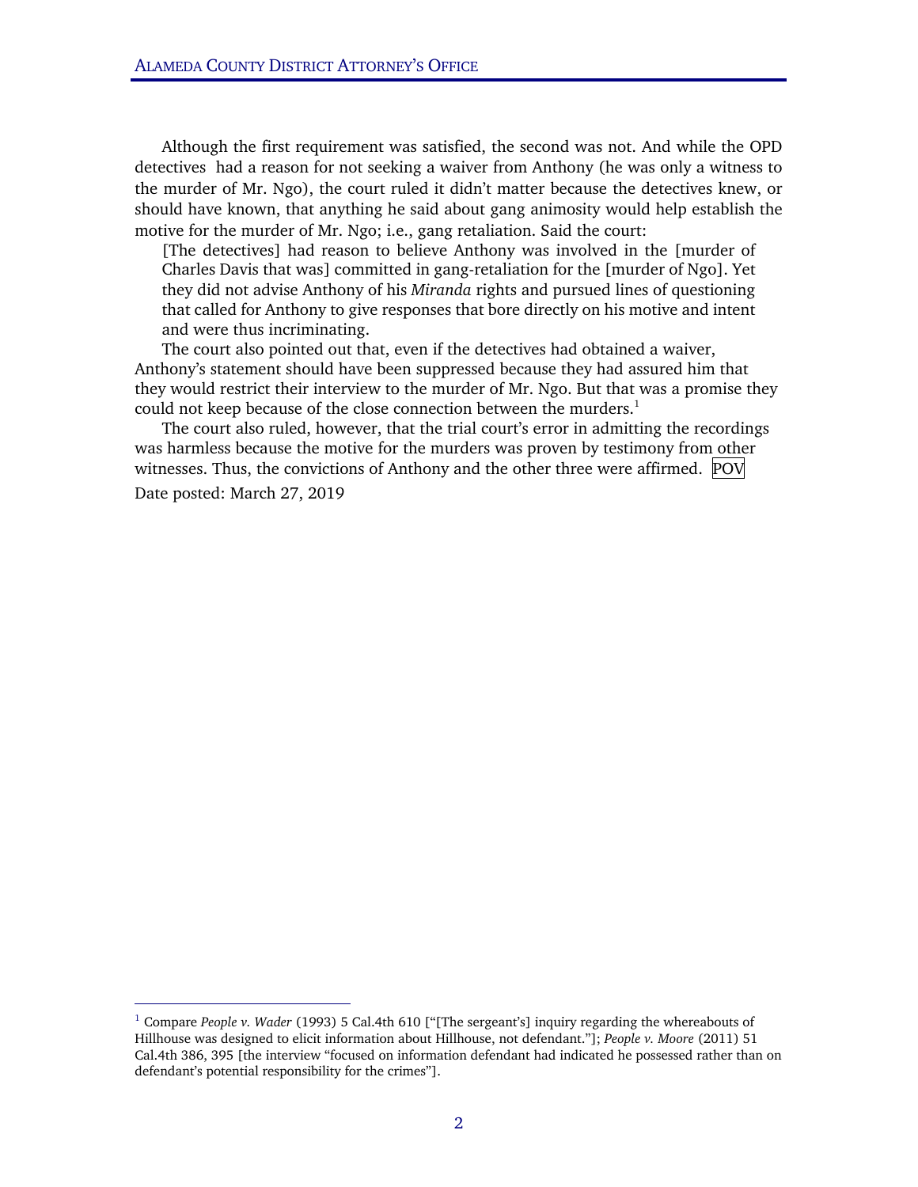Although the first requirement was satisfied, the second was not. And while the OPD detectives had a reason for not seeking a waiver from Anthony (he was only a witness to the murder of Mr. Ngo), the court ruled it didn't matter because the detectives knew, or should have known, that anything he said about gang animosity would help establish the motive for the murder of Mr. Ngo; i.e., gang retaliation. Said the court:

> [The detectives] had reason to believe Anthony was involved in the [murder of Charles Davis that was] committed in gang-retaliation for the [murder of Ngo]. Yet they did not advise Anthony of his *Miranda* rights and pursued lines of questioning that called for Anthony to give responses that bore directly on his motive and intent and were thus incriminating.

The court also pointed out that, even if the detectives had obtained a waiver, Anthony's statement should have been suppressed because they had assured him that they would restrict their interview to the murder of Mr. Ngo. But that was a promise they could not keep because of the close connection between the murders.[1]

The court also ruled, however, that the trial court's error in admitting the recordings was harmless because the motive for the murders was proven by testimony from other witnesses. Thus, the convictions of Anthony and the other three were affirmed. POV

Date posted: March 27, 2019

---

[1] Compare *People v. Wader* (1993) 5 Cal.4th 610 ["[The sergeant's] inquiry regarding the whereabouts of Hillhouse was designed to elicit information about Hillhouse, not defendant."]; *People v. Moore* (2011) 51 Cal.4th 386, 395 [the interview "focused on information defendant had indicated he possessed rather than on defendant's potential responsibility for the crimes"].